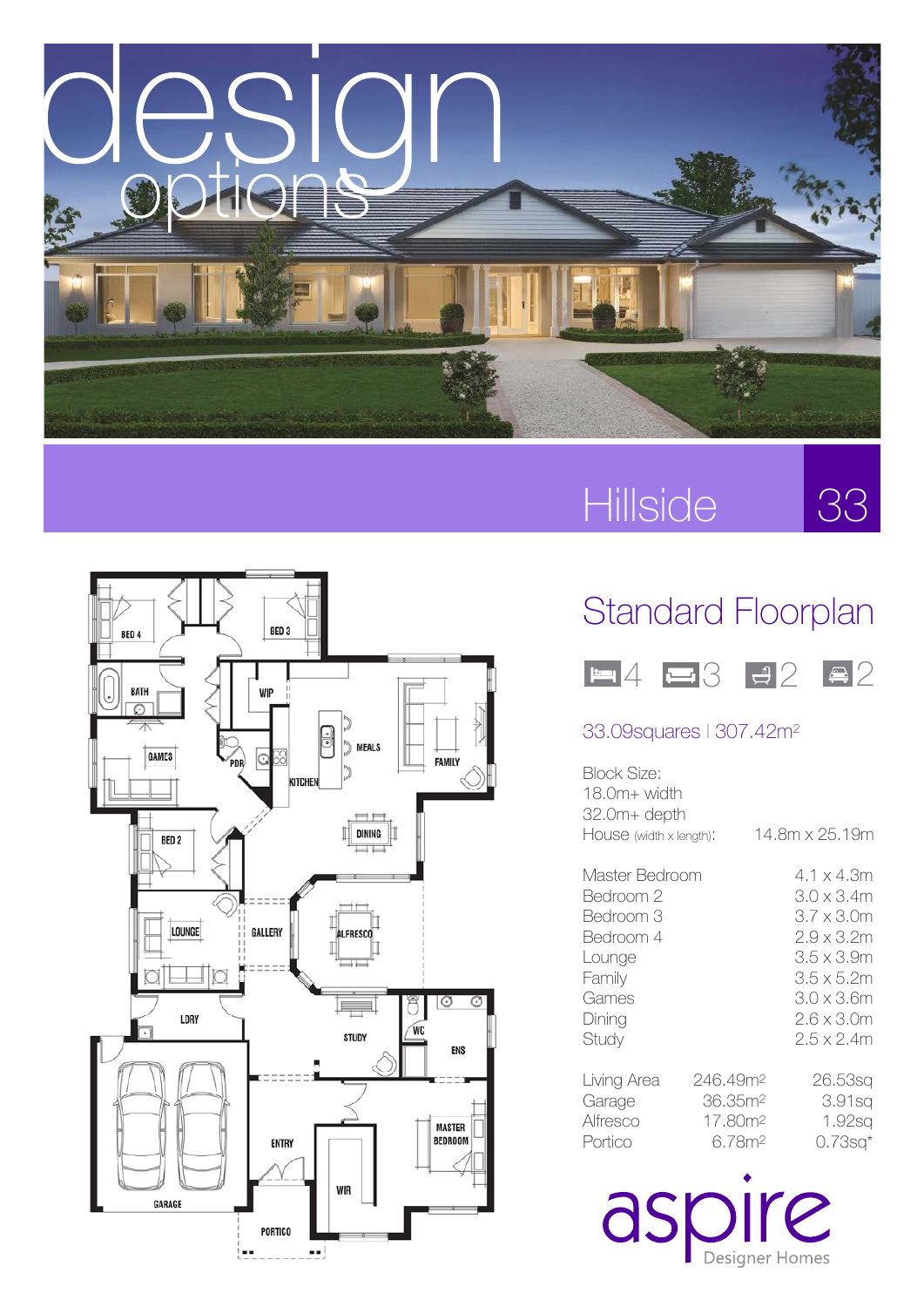# design options

## Hillside 33

## Standard Floorplan

4 | 3 | 2 | 2

33.09squares | 307.42m²

Block Size:
18.0m+ width
32.0m+ depth

| | |
|---|---|
| House (width x length): | 14.8m x 25.19m |

| | |
|---|---|
| Master Bedroom | 4.1 x 4.3m |
| Bedroom 2 | 3.0 x 3.4m |
| Bedroom 3 | 3.7 x 3.0m |
| Bedroom 4 | 2.9 x 3.2m |
| Lounge | 3.5 x 3.9m |
| Family | 3.5 x 5.2m |
| Games | 3.0 x 3.6m |
| Dining | 2.6 x 3.0m |
| Study | 2.5 x 2.4m |

| | | |
|---|---|---|
| Living Area | 246.49m² | 26.53sq |
| Garage | 36.35m² | 3.91sq |
| Alfresco | 17.80m² | 1.92sq |
| Portico | 6.78m² | 0.73sq* |

BED 4, BED 3, BATH, WIP, GAMES, PDR, MEALS, FAMILY, KITCHEN, BED 2, DINING, LOUNGE, GALLERY, ALFRESCO, LDRY, STUDY, WC, ENS, ENTRY, MASTER BEDROOM, WIR, GARAGE, PORTICO

aspire Designer Homes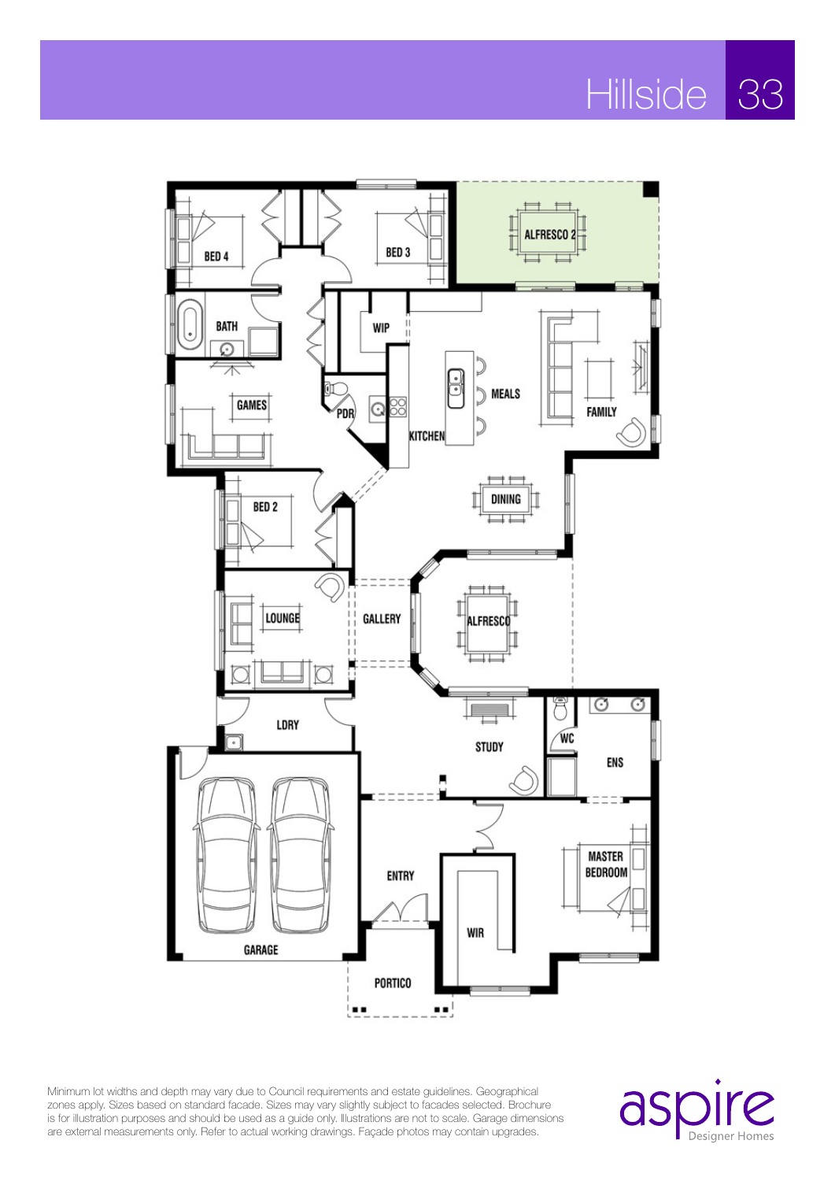# Hillside 33

BED 4

BED 3

ALFRESCO 2

BATH

WIP

GAMES

PDR

MEALS

FAMILY

KITCHEN

DINING

BED 2

LOUNGE

GALLERY

ALFRESCO

LDRY

STUDY

WC

ENS

ENTRY

MASTER BEDROOM

WIR

GARAGE

PORTICO

Minimum lot widths and depth may vary due to Council requirements and estate guidelines. Geographical zones apply. Sizes based on standard facade. Sizes may vary slightly subject to facades selected. Brochure is for illustration purposes and should be used as a guide only. Illustrations are not to scale. Garage dimensions are external measurements only. Refer to actual working drawings. Façade photos may contain upgrades.

aspire Designer Homes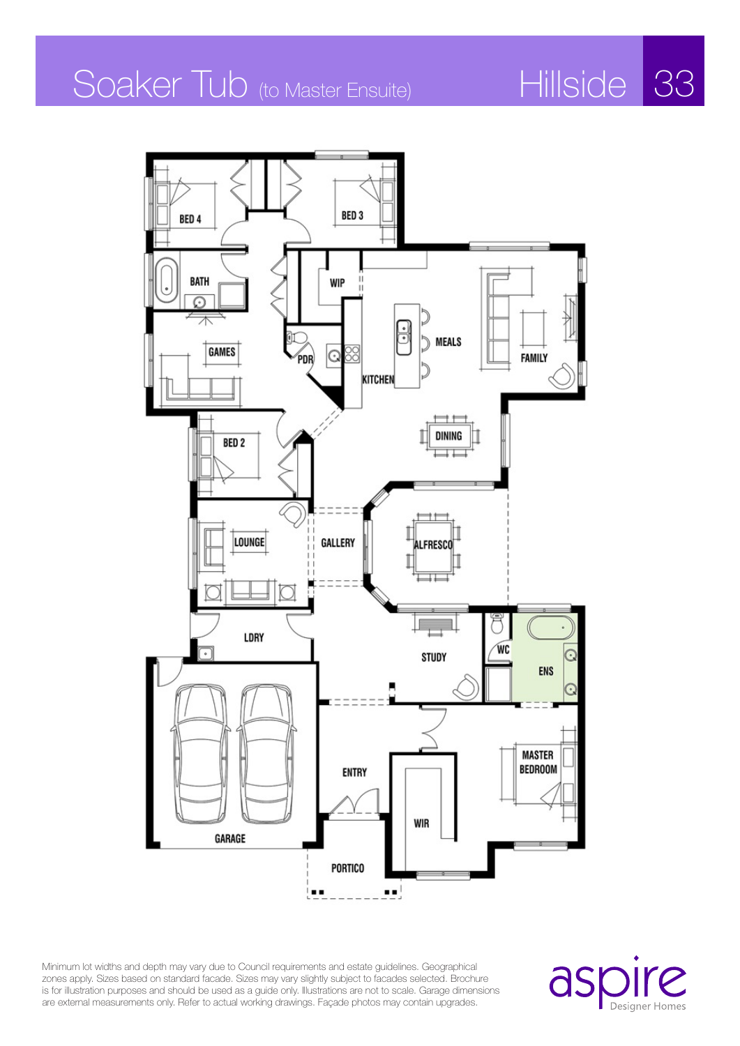# Soaker Tub (to Master Ensuite)

## Hillside 33

BED 4

BED 3

BATH

WIP

MEALS

FAMILY

GAMES

PDR

KITCHEN

DINING

BED 2

LOUNGE

GALLERY

ALFRESCO

LDRY

STUDY

WC

ENS

GARAGE

ENTRY

MASTER BEDROOM

WIR

PORTICO

Minimum lot widths and depth may vary due to Council requirements and estate guidelines. Geographical zones apply. Sizes based on standard facade. Sizes may vary slightly subject to facades selected. Brochure is for illustration purposes and should be used as a guide only. Illustrations are not to scale. Garage dimensions are external measurements only. Refer to actual working drawings. Façade photos may contain upgrades.

aspire Designer Homes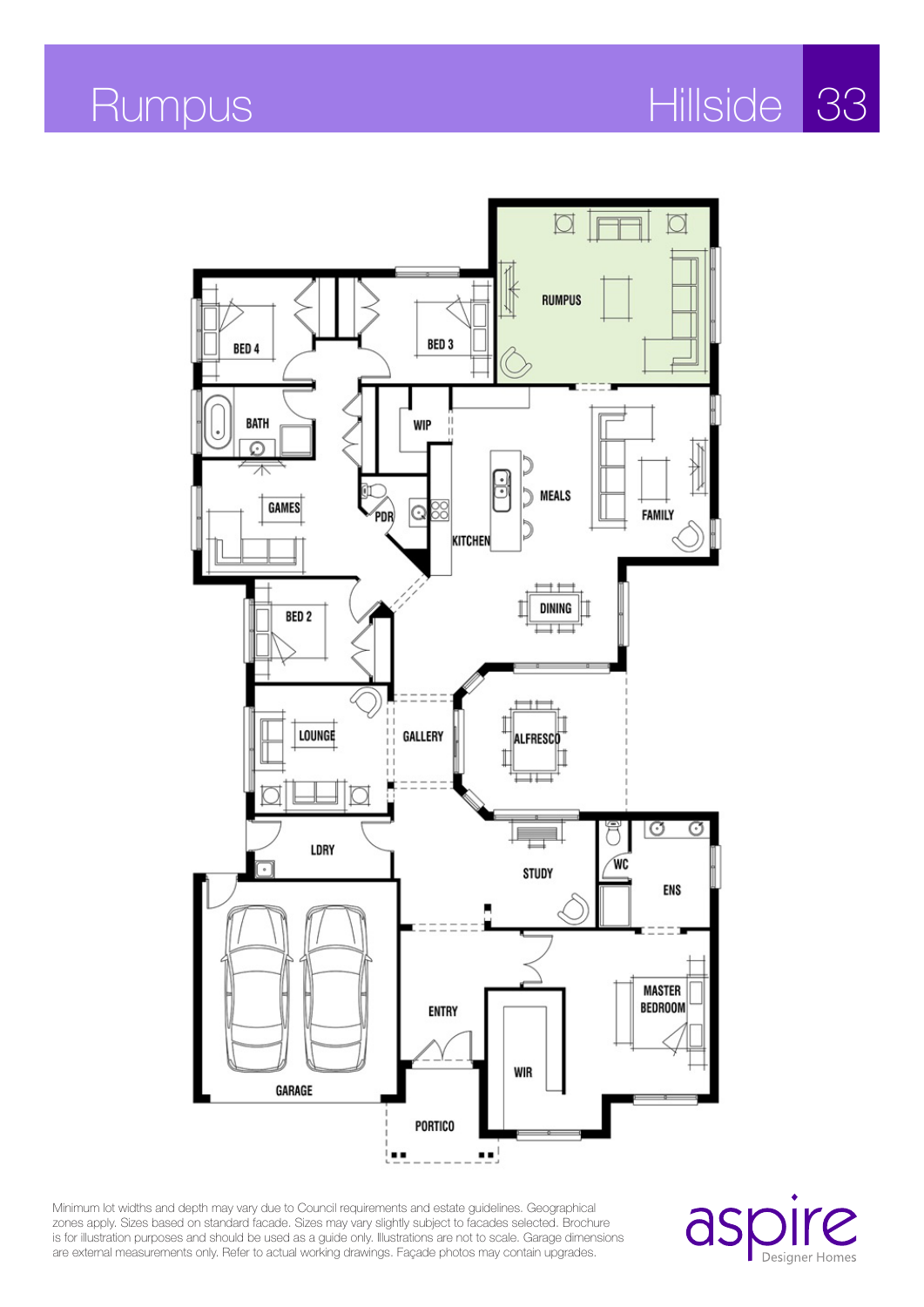# Rumpus

## Hillside 33

RUMPUS

BED 4

BED 3

BATH

WIP

GAMES

PDR

MEALS

FAMILY

KITCHEN

DINING

BED 2

LOUNGE

GALLERY

ALFRESCO

LDRY

STUDY

WC

ENS

MASTER BEDROOM

ENTRY

WIR

GARAGE

PORTICO

Minimum lot widths and depth may vary due to Council requirements and estate guidelines. Geographical zones apply. Sizes based on standard facade. Sizes may vary slightly subject to facades selected. Brochure is for illustration purposes and should be used as a guide only. Illustrations are not to scale. Garage dimensions are external measurements only. Refer to actual working drawings. Façade photos may contain upgrades.

aspire Designer Homes